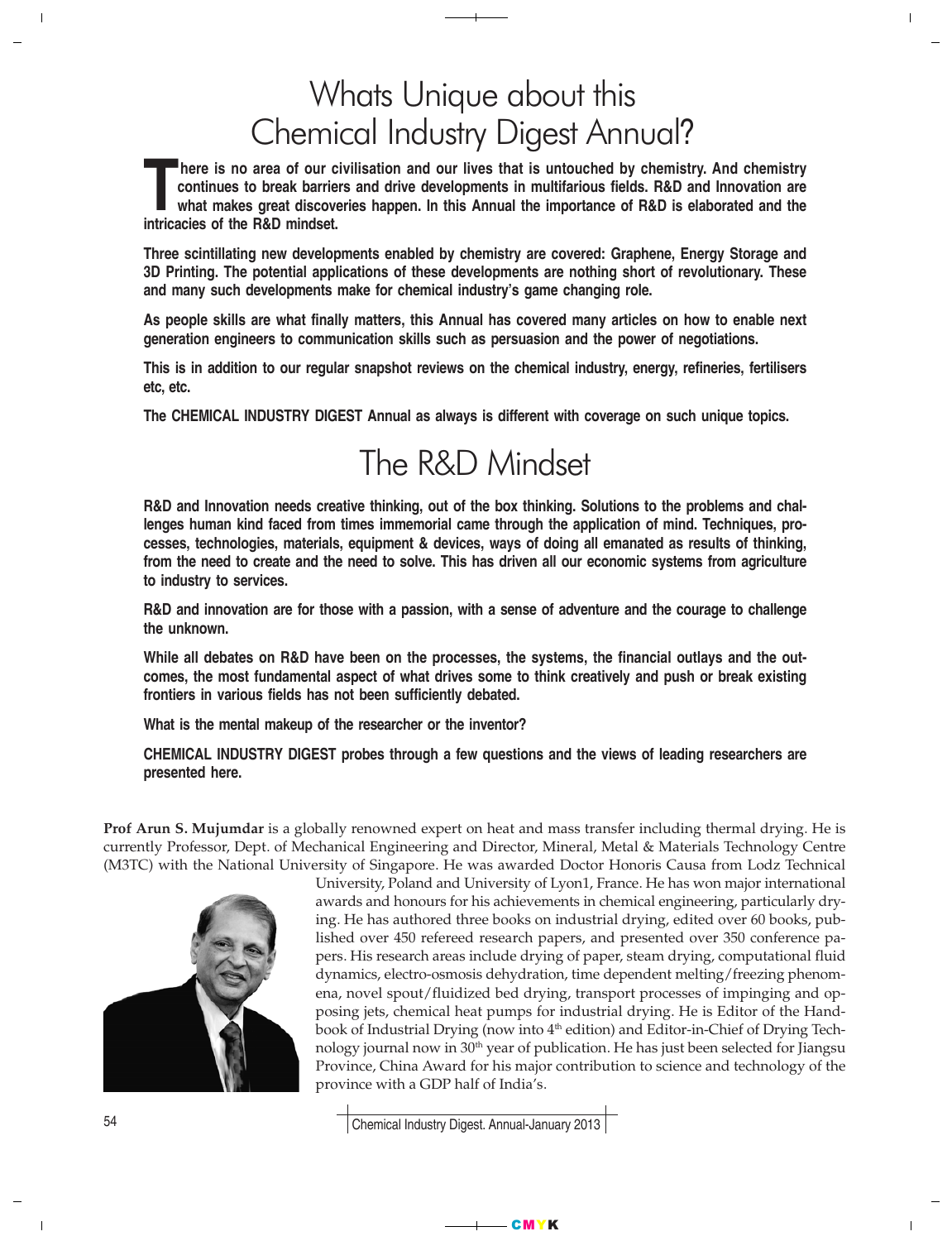# Whats Unique about this Chemical Industry Digest Annual?

**There is no area of our civilisation and our lives that is untouched by chemistry. And chemistry continues to break barriers and drive developments in multifarious fields. R&D and Innovation are what makes great discoveries happen. In this Annual the importance of R&D is elaborated and the intricacies of the R&D mindset.**

**Three scintillating new developments enabled by chemistry are covered: Graphene, Energy Storage and 3D Printing. The potential applications of these developments are nothing short of revolutionary. These and many such developments make for chemical industry's game changing role.**

**As people skills are what finally matters, this Annual has covered many articles on how to enable next generation engineers to communication skills such as persuasion and the power of negotiations.**

**This is in addition to our regular snapshot reviews on the chemical industry, energy, refineries, fertilisers etc, etc.**

**The CHEMICAL INDUSTRY DIGEST Annual as always is different with coverage on such unique topics.**

# The R&D Mindset

**R&D and Innovation needs creative thinking, out of the box thinking. Solutions to the problems and challenges human kind faced from times immemorial came through the application of mind. Techniques, processes, technologies, materials, equipment & devices, ways of doing all emanated as results of thinking, from the need to create and the need to solve. This has driven all our economic systems from agriculture to industry to services.**

**R&D and innovation are for those with a passion, with a sense of adventure and the courage to challenge the unknown.**

**While all debates on R&D have been on the processes, the systems, the financial outlays and the outcomes, the most fundamental aspect of what drives some to think creatively and push or break existing frontiers in various fields has not been sufficiently debated.**

**What is the mental makeup of the researcher or the inventor?**

**CHEMICAL INDUSTRY DIGEST probes through a few questions and the views of leading researchers are presented here.**

**Prof Arun S. Mujumdar** is a globally renowned expert on heat and mass transfer including thermal drying. He is currently Professor, Dept. of Mechanical Engineering and Director, Mineral, Metal & Materials Technology Centre (M3TC) with the National University of Singapore. He was awarded Doctor Honoris Causa from Lodz Technical University, Poland and University of Lyon1, France. He has won major international awards and honours for his achievements in chemical engineering, particularly drying. He has authored three books on industrial drying, edited over 60 books, published over 450 refereed research papers, and presented over 350 conference papers. His research areas include drying of paper, steam drying, computational fluid dynamics, electro-osmosis dehydration, time dependent melting/freezing phenomena, novel spout/fluidized bed drying, transport processes of impinging and opposing jets, chemical heat pumps for industrial drying. He is Editor of the Handbook of Industrial Drying (now into 4th edition) and Editor-in-Chief of Drying Technology journal now in 30th year of publication. He has just been selected for Jiangsu Province, China Award for his major contribution to science and technology of the province with a GDP half of India's.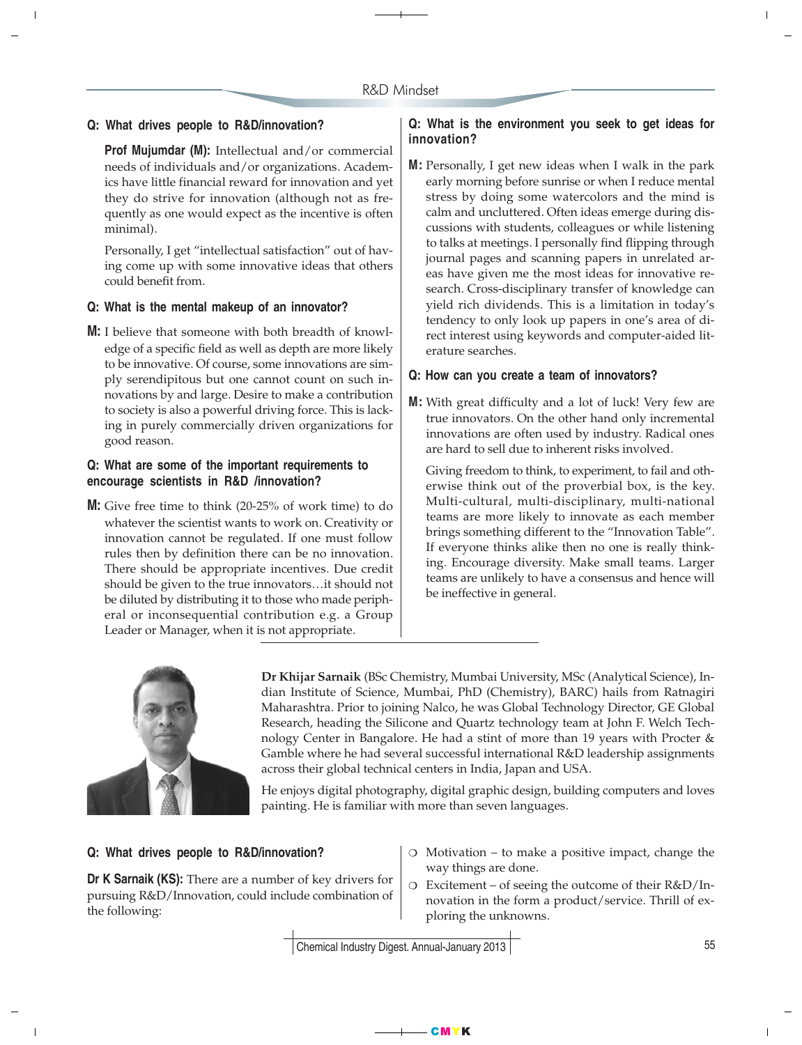**Q: What drives people to R&D/innovation?**

**Prof Mujumdar (M):** Intellectual and/or commercial needs of individuals and/or organizations. Academics have little financial reward for innovation and yet they do strive for innovation (although not as frequently as one would expect as the incentive is often minimal).

Personally, I get "intellectual satisfaction" out of having come up with some innovative ideas that others could benefit from.

**Q: What is the mental makeup of an innovator?**

**M:** I believe that someone with both breadth of knowledge of a specific field as well as depth are more likely to be innovative. Of course, some innovations are simply serendipitous but one cannot count on such innovations by and large. Desire to make a contribution to society is also a powerful driving force. This is lacking in purely commercially driven organizations for good reason.

**Q: What are some of the important requirements to encourage scientists in R&D /innovation?**

**M:** Give free time to think (20-25% of work time) to do whatever the scientist wants to work on. Creativity or innovation cannot be regulated. If one must follow rules then by definition there can be no innovation. There should be appropriate incentives. Due credit should be given to the true innovators…it should not be diluted by distributing it to those who made peripheral or inconsequential contribution e.g. a Group Leader or Manager, when it is not appropriate.

**Q: What is the environment you seek to get ideas for innovation?**

**M:** Personally, I get new ideas when I walk in the park early morning before sunrise or when I reduce mental stress by doing some watercolors and the mind is calm and uncluttered. Often ideas emerge during discussions with students, colleagues or while listening to talks at meetings. I personally find flipping through journal pages and scanning papers in unrelated areas have given me the most ideas for innovative research. Cross-disciplinary transfer of knowledge can yield rich dividends. This is a limitation in today's tendency to only look up papers in one's area of direct interest using keywords and computer-aided literature searches.

**Q: How can you create a team of innovators?**

**M:** With great difficulty and a lot of luck! Very few are true innovators. On the other hand only incremental innovations are often used by industry. Radical ones are hard to sell due to inherent risks involved.

Giving freedom to think, to experiment, to fail and otherwise think out of the proverbial box, is the key. Multi-cultural, multi-disciplinary, multi-national teams are more likely to innovate as each member brings something different to the "Innovation Table". If everyone thinks alike then no one is really thinking. Encourage diversity. Make small teams. Larger teams are unlikely to have a consensus and hence will be ineffective in general.

**Dr Khijar Sarnaik** (BSc Chemistry, Mumbai University, MSc (Analytical Science), Indian Institute of Science, Mumbai, PhD (Chemistry), BARC) hails from Ratnagiri Maharashtra. Prior to joining Nalco, he was Global Technology Director, GE Global Research, heading the Silicone and Quartz technology team at John F. Welch Technology Center in Bangalore. He had a stint of more than 19 years with Procter & Gamble where he had several successful international R&D leadership assignments across their global technical centers in India, Japan and USA.

He enjoys digital photography, digital graphic design, building computers and loves painting. He is familiar with more than seven languages.

**Q: What drives people to R&D/innovation?**

**Dr K Sarnaik (KS):** There are a number of key drivers for pursuing R&D/Innovation, could include combination of the following:

- Motivation – to make a positive impact, change the way things are done.
- Excitement – of seeing the outcome of their R&D/Innovation in the form a product/service. Thrill of exploring the unknowns.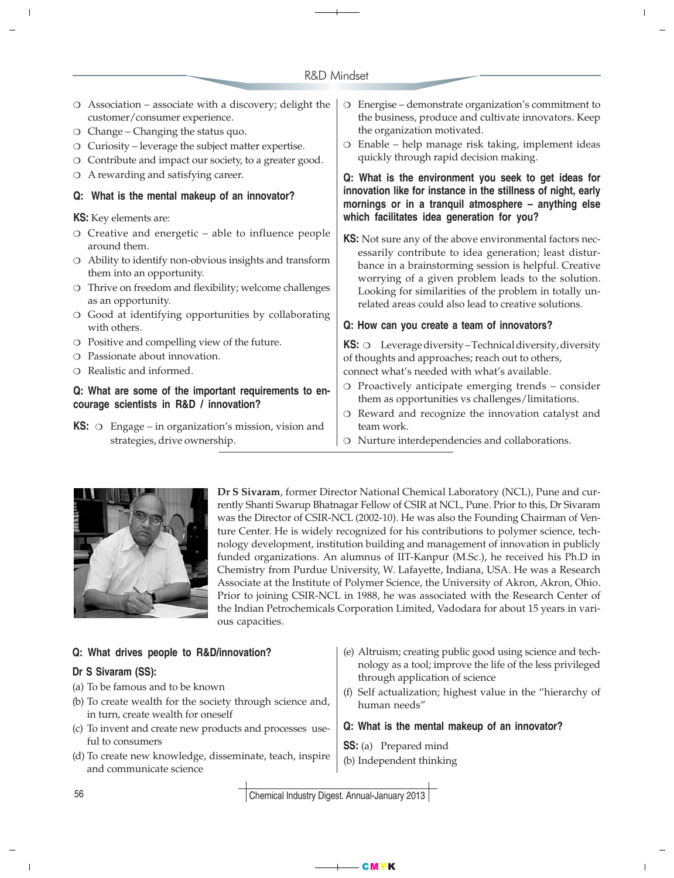- Association – associate with a discovery; delight the customer/consumer experience.
- Change – Changing the status quo.
- Curiosity – leverage the subject matter expertise.
- Contribute and impact our society, to a greater good.
- A rewarding and satisfying career.

**Q: What is the mental makeup of an innovator?**

**KS:** Key elements are:

- Creative and energetic – able to influence people around them.
- Ability to identify non-obvious insights and transform them into an opportunity.
- Thrive on freedom and flexibility; welcome challenges as an opportunity.
- Good at identifying opportunities by collaborating with others.
- Positive and compelling view of the future.
- Passionate about innovation.
- Realistic and informed.

**Q: What are some of the important requirements to encourage scientists in R&D / innovation?**

**KS:**
- Engage – in organization's mission, vision and strategies, drive ownership.
- Energise – demonstrate organization's commitment to the business, produce and cultivate innovators. Keep the organization motivated.
- Enable – help manage risk taking, implement ideas quickly through rapid decision making.

**Q: What is the environment you seek to get ideas for innovation like for instance in the stillness of night, early mornings or in a tranquil atmosphere – anything else which facilitates idea generation for you?**

**KS:** Not sure any of the above environmental factors necessarily contribute to idea generation; least disturbance in a brainstorming session is helpful. Creative worrying of a given problem leads to the solution. Looking for similarities of the problem in totally unrelated areas could also lead to creative solutions.

**Q: How can you create a team of innovators?**

**KS:**
- Leverage diversity – Technical diversity, diversity of thoughts and approaches; reach out to others, connect what's needed with what's available.
- Proactively anticipate emerging trends – consider them as opportunities vs challenges/limitations.
- Reward and recognize the innovation catalyst and team work.
- Nurture interdependencies and collaborations.

**Dr S Sivaram**, former Director National Chemical Laboratory (NCL), Pune and currently Shanti Swarup Bhatnagar Fellow of CSIR at NCL, Pune. Prior to this, Dr Sivaram was the Director of CSIR-NCL (2002-10). He was also the Founding Chairman of Venture Center. He is widely recognized for his contributions to polymer science, technology development, institution building and management of innovation in publicly funded organizations. An alumnus of IIT-Kanpur (M.Sc.), he received his Ph.D in Chemistry from Purdue University, W. Lafayette, Indiana, USA. He was a Research Associate at the Institute of Polymer Science, the University of Akron, Akron, Ohio. Prior to joining CSIR-NCL in 1988, he was associated with the Research Center of the Indian Petrochemicals Corporation Limited, Vadodara for about 15 years in various capacities.

**Q: What drives people to R&D/innovation?**

**Dr S Sivaram (SS):**

(a) To be famous and to be known

(b) To create wealth for the society through science and, in turn, create wealth for oneself

(c) To invent and create new products and processes useful to consumers

(d) To create new knowledge, disseminate, teach, inspire and communicate science

(e) Altruism; creating public good using science and technology as a tool; improve the life of the less privileged through application of science

(f) Self actualization; highest value in the "hierarchy of human needs"

**Q: What is the mental makeup of an innovator?**

**SS:** (a) Prepared mind

(b) Independent thinking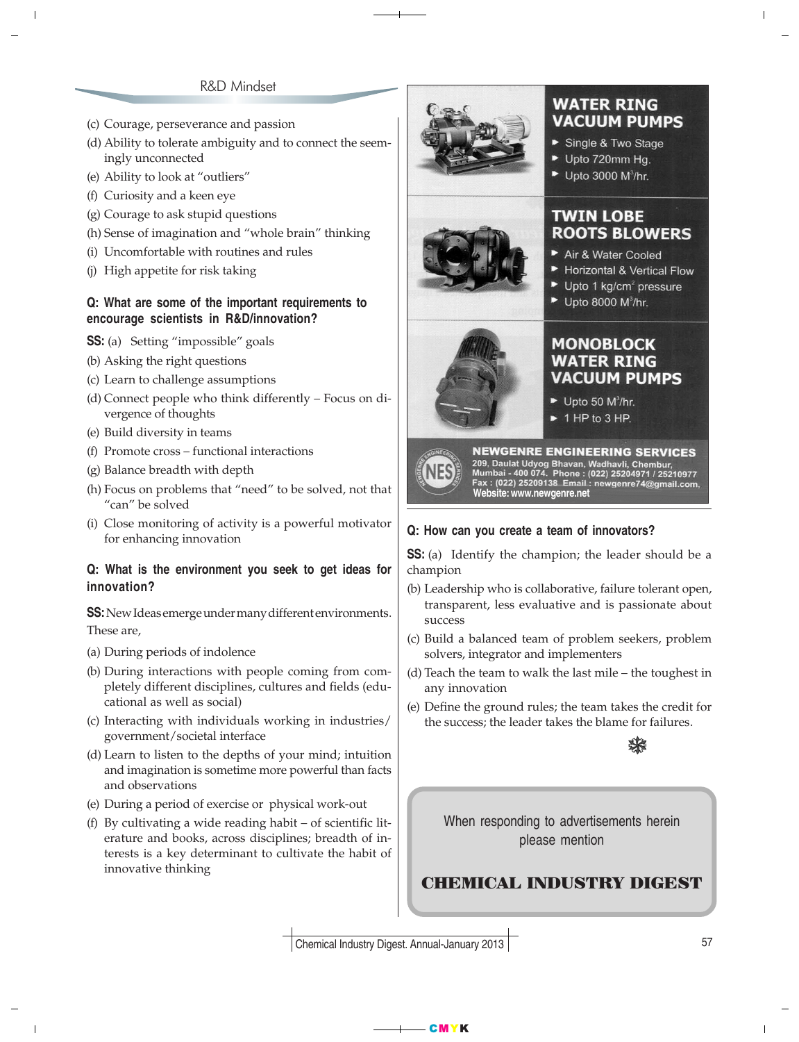(c) Courage, perseverance and passion

(d) Ability to tolerate ambiguity and to connect the seemingly unconnected

(e) Ability to look at "outliers"

(f) Curiosity and a keen eye

(g) Courage to ask stupid questions

(h) Sense of imagination and "whole brain" thinking

(i) Uncomfortable with routines and rules

(j) High appetite for risk taking

**Q: What are some of the important requirements to encourage scientists in R&D/innovation?**

**SS:** (a) Setting "impossible" goals

(b) Asking the right questions

(c) Learn to challenge assumptions

(d) Connect people who think differently – Focus on divergence of thoughts

(e) Build diversity in teams

(f) Promote cross – functional interactions

(g) Balance breadth with depth

(h) Focus on problems that "need" to be solved, not that "can" be solved

(i) Close monitoring of activity is a powerful motivator for enhancing innovation

**Q: What is the environment you seek to get ideas for innovation?**

**SS:** New Ideas emerge under many different environments. These are,

(a) During periods of indolence

(b) During interactions with people coming from completely different disciplines, cultures and fields (educational as well as social)

(c) Interacting with individuals working in industries/government/societal interface

(d) Learn to listen to the depths of your mind; intuition and imagination is sometime more powerful than facts and observations

(e) During a period of exercise or physical work-out

(f) By cultivating a wide reading habit – of scientific literature and books, across disciplines; breadth of interests is a key determinant to cultivate the habit of innovative thinking

**WATER RING VACUUM PUMPS**

- Single & Two Stage
- Upto 720mm Hg.
- Upto 3000 M³/hr.

**TWIN LOBE ROOTS BLOWERS**

- Air & Water Cooled
- Horizontal & Vertical Flow
- Upto 1 kg/cm² pressure
- Upto 8000 M³/hr.

**MONOBLOCK WATER RING VACUUM PUMPS**

- Upto 50 M³/hr.
- 1 HP to 3 HP.

**NEWGENRE ENGINEERING SERVICES**
209, Daulat Udyog Bhavan, Wadhavli, Chembur, Mumbai - 400 074. Phone : (022) 25204971 / 25210977
Fax : (022) 25209138 Email : newgenre74@gmail.com,
Website: www.newgenre.net

**Q: How can you create a team of innovators?**

**SS:** (a) Identify the champion; the leader should be a champion

(b) Leadership who is collaborative, failure tolerant open, transparent, less evaluative and is passionate about success

(c) Build a balanced team of problem seekers, problem solvers, integrator and implementers

(d) Teach the team to walk the last mile – the toughest in any innovation

(e) Define the ground rules; the team takes the credit for the success; the leader takes the blame for failures.

When responding to advertisements herein please mention

**CHEMICAL INDUSTRY DIGEST**